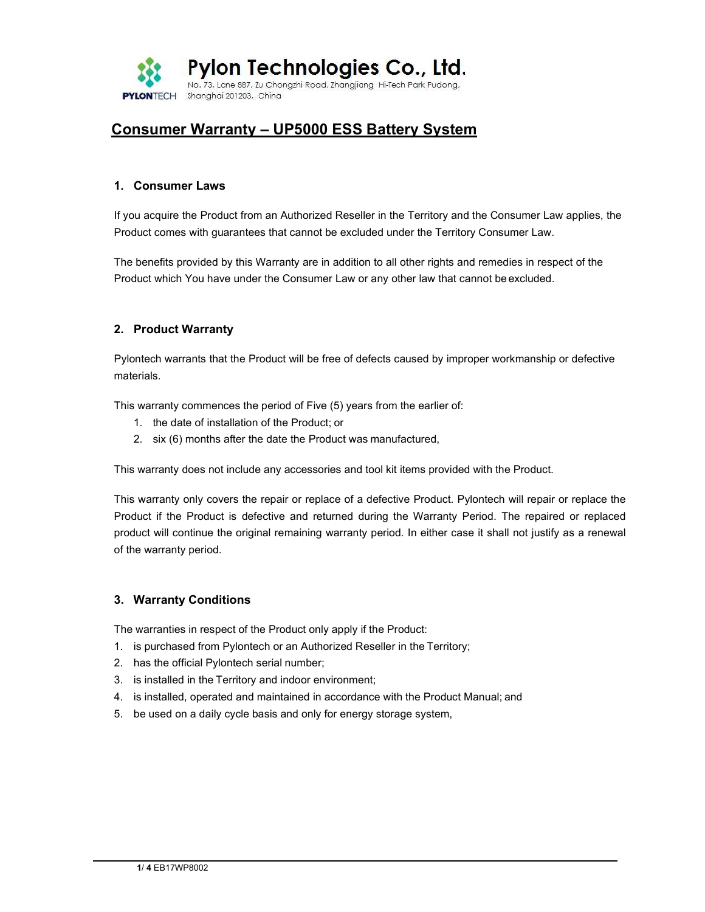# Pylon Technologies Co., Ltd.

No. 73, Lane 887, Zu Chongzhi Road, Zhangjiang Hi-Tech Park Pudong, Shanghai 201203, China

## Consumer Warranty – UP5000 ESS Battery System

### 1. Consumer Laws

If you acquire the Product from an Authorized Reseller in the Territory and the Consumer Law applies, the Product comes with guarantees that cannot be excluded under the Territory Consumer Law.

The benefits provided by this Warranty are in addition to all other rights and remedies in respect of the Product which You have under the Consumer Law or any other law that cannot be excluded.

### 2. Product Warranty

Pylontech warrants that the Product will be free of defects caused by improper workmanship or defective materials.

This warranty commences the period of Five (5) years from the earlier of:

1. the date of installation of the Product; or
2. six (6) months after the date the Product was manufactured,

This warranty does not include any accessories and tool kit items provided with the Product.

This warranty only covers the repair or replace of a defective Product. Pylontech will repair or replace the Product if the Product is defective and returned during the Warranty Period. The repaired or replaced product will continue the original remaining warranty period. In either case it shall not justify as a renewal of the warranty period.

### 3. Warranty Conditions

The warranties in respect of the Product only apply if the Product:

1. is purchased from Pylontech or an Authorized Reseller in the Territory;
2. has the official Pylontech serial number;
3. is installed in the Territory and indoor environment;
4. is installed, operated and maintained in accordance with the Product Manual; and
5. be used on a daily cycle basis and only for energy storage system,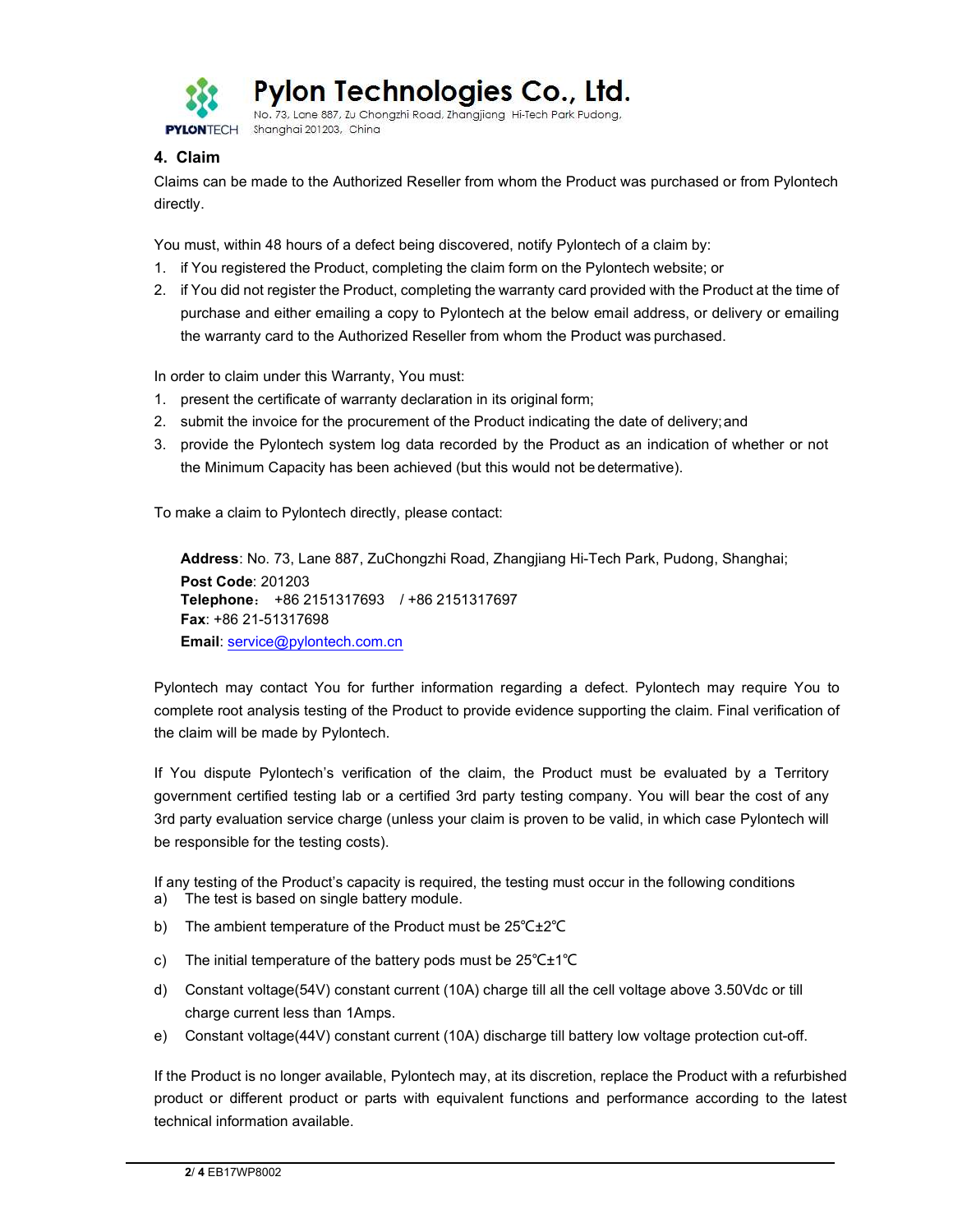## 4. Claim

Claims can be made to the Authorized Reseller from whom the Product was purchased or from Pylontech directly.

You must, within 48 hours of a defect being discovered, notify Pylontech of a claim by:

1. if You registered the Product, completing the claim form on the Pylontech website; or
2. if You did not register the Product, completing the warranty card provided with the Product at the time of purchase and either emailing a copy to Pylontech at the below email address, or delivery or emailing the warranty card to the Authorized Reseller from whom the Product was purchased.

In order to claim under this Warranty, You must:

1. present the certificate of warranty declaration in its original form;
2. submit the invoice for the procurement of the Product indicating the date of delivery; and
3. provide the Pylontech system log data recorded by the Product as an indication of whether or not the Minimum Capacity has been achieved (but this would not be determative).

To make a claim to Pylontech directly, please contact:

**Address**: No. 73, Lane 887, ZuChongzhi Road, Zhangjiang Hi-Tech Park, Pudong, Shanghai;
**Post Code**: 201203
**Telephone**： +86 2151317693 / +86 2151317697
**Fax**: +86 21-51317698
**Email**: service@pylontech.com.cn

Pylontech may contact You for further information regarding a defect. Pylontech may require You to complete root analysis testing of the Product to provide evidence supporting the claim. Final verification of the claim will be made by Pylontech.

If You dispute Pylontech's verification of the claim, the Product must be evaluated by a Territory government certified testing lab or a certified 3rd party testing company. You will bear the cost of any 3rd party evaluation service charge (unless your claim is proven to be valid, in which case Pylontech will be responsible for the testing costs).

If any testing of the Product's capacity is required, the testing must occur in the following conditions

a) The test is based on single battery module.
b) The ambient temperature of the Product must be 25℃±2℃
c) The initial temperature of the battery pods must be 25℃±1℃
d) Constant voltage(54V) constant current (10A) charge till all the cell voltage above 3.50Vdc or till charge current less than 1Amps.
e) Constant voltage(44V) constant current (10A) discharge till battery low voltage protection cut-off.

If the Product is no longer available, Pylontech may, at its discretion, replace the Product with a refurbished product or different product or parts with equivalent functions and performance according to the latest technical information available.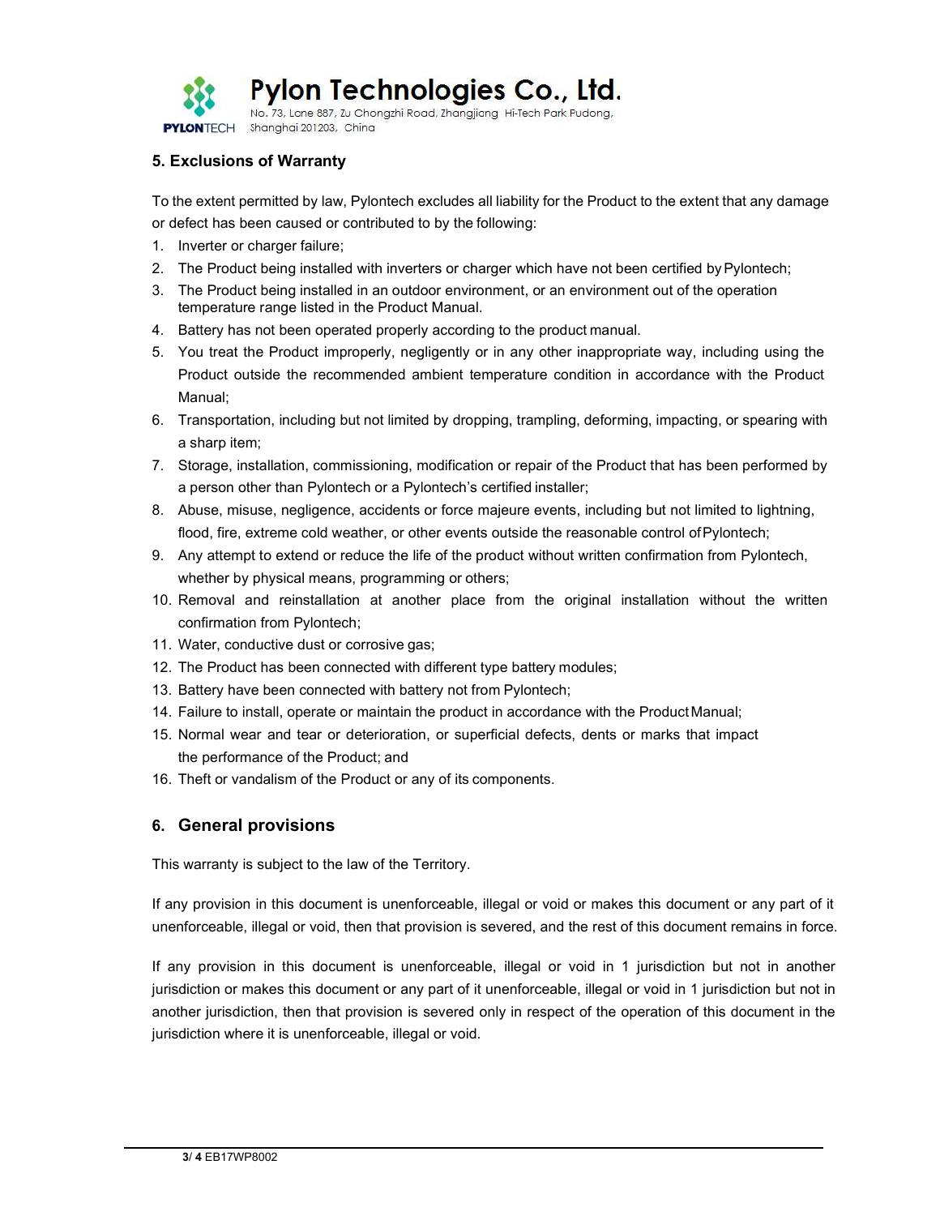## 5. Exclusions of Warranty

To the extent permitted by law, Pylontech excludes all liability for the Product to the extent that any damage or defect has been caused or contributed to by the following:

1. Inverter or charger failure;
2. The Product being installed with inverters or charger which have not been certified by Pylontech;
3. The Product being installed in an outdoor environment, or an environment out of the operation temperature range listed in the Product Manual.
4. Battery has not been operated properly according to the product manual.
5. You treat the Product improperly, negligently or in any other inappropriate way, including using the Product outside the recommended ambient temperature condition in accordance with the Product Manual;
6. Transportation, including but not limited by dropping, trampling, deforming, impacting, or spearing with a sharp item;
7. Storage, installation, commissioning, modification or repair of the Product that has been performed by a person other than Pylontech or a Pylontech's certified installer;
8. Abuse, misuse, negligence, accidents or force majeure events, including but not limited to lightning, flood, fire, extreme cold weather, or other events outside the reasonable control of Pylontech;
9. Any attempt to extend or reduce the life of the product without written confirmation from Pylontech, whether by physical means, programming or others;
10. Removal and reinstallation at another place from the original installation without the written confirmation from Pylontech;
11. Water, conductive dust or corrosive gas;
12. The Product has been connected with different type battery modules;
13. Battery have been connected with battery not from Pylontech;
14. Failure to install, operate or maintain the product in accordance with the Product Manual;
15. Normal wear and tear or deterioration, or superficial defects, dents or marks that impact the performance of the Product; and
16. Theft or vandalism of the Product or any of its components.

## 6. General provisions

This warranty is subject to the law of the Territory.

If any provision in this document is unenforceable, illegal or void or makes this document or any part of it unenforceable, illegal or void, then that provision is severed, and the rest of this document remains in force.

If any provision in this document is unenforceable, illegal or void in 1 jurisdiction but not in another jurisdiction or makes this document or any part of it unenforceable, illegal or void in 1 jurisdiction but not in another jurisdiction, then that provision is severed only in respect of the operation of this document in the jurisdiction where it is unenforceable, illegal or void.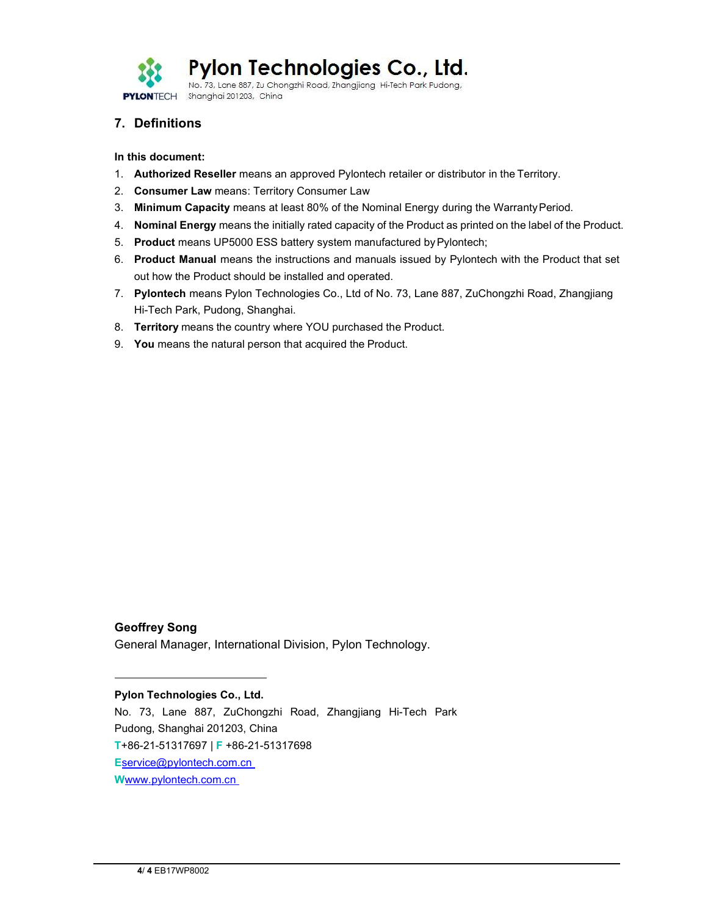## 7. Definitions

**In this document:**

1. **Authorized Reseller** means an approved Pylontech retailer or distributor in the Territory.
2. **Consumer Law** means: Territory Consumer Law
3. **Minimum Capacity** means at least 80% of the Nominal Energy during the Warranty Period.
4. **Nominal Energy** means the initially rated capacity of the Product as printed on the label of the Product.
5. **Product** means UP5000 ESS battery system manufactured by Pylontech;
6. **Product Manual** means the instructions and manuals issued by Pylontech with the Product that set out how the Product should be installed and operated.
7. **Pylontech** means Pylon Technologies Co., Ltd of No. 73, Lane 887, ZuChongzhi Road, Zhangjiang Hi-Tech Park, Pudong, Shanghai.
8. **Territory** means the country where YOU purchased the Product.
9. **You** means the natural person that acquired the Product.

**Geoffrey Song**
General Manager, International Division, Pylon Technology.

---

**Pylon Technologies Co., Ltd.**
No. 73, Lane 887, ZuChongzhi Road, Zhangjiang Hi-Tech Park
Pudong, Shanghai 201203, China
**T**+86-21-51317697 | **F** +86-21-51317698
**E**service@pylontech.com.cn
**W**www.pylontech.com.cn